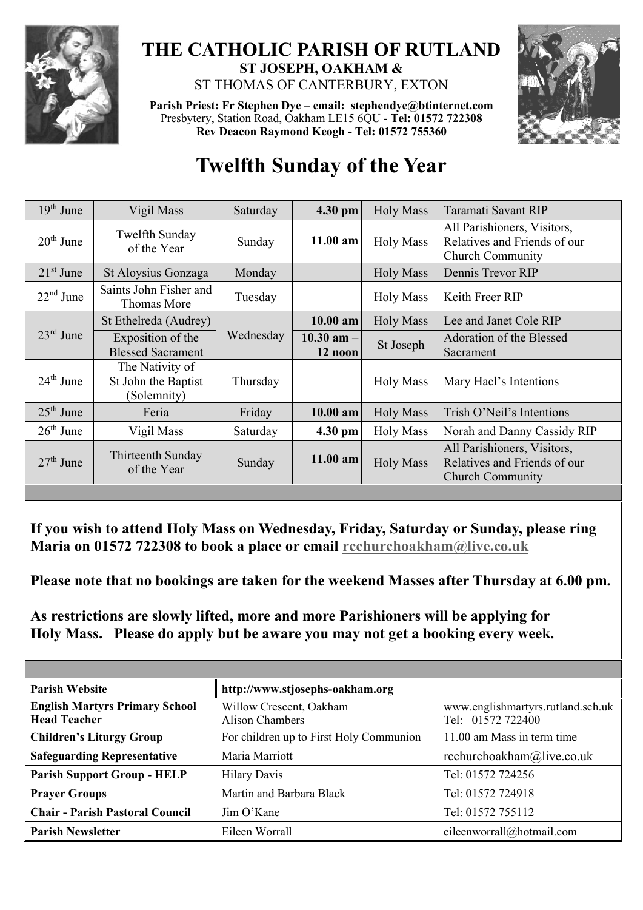# THE CATHOLIC PARISH OF RUTLAND

**ST JOSEPH, OAKHAM &**

ST THOMAS OF CANTERBURY, EXTON

**Parish Priest: Fr Stephen Dye** – **email: stephendye@btinternet.com**
Presbytery, Station Road, Oakham LE15 6QU - **Tel: 01572 722308**
**Rev Deacon Raymond Keogh - Tel: 01572 755360**

# Twelfth Sunday of the Year

| Date | Feast | Day | Time | | Intention |
|---|---|---|---|---|---|
| 19th June | Vigil Mass | Saturday | **4.30 pm** | Holy Mass | Taramati Savant RIP |
| 20th June | Twelfth Sunday of the Year | Sunday | **11.00 am** | Holy Mass | All Parishioners, Visitors, Relatives and Friends of our Church Community |
| 21st June | St Aloysius Gonzaga | Monday | | Holy Mass | Dennis Trevor RIP |
| 22nd June | Saints John Fisher and Thomas More | Tuesday | | Holy Mass | Keith Freer RIP |
| 23rd June | St Ethelreda (Audrey) | Wednesday | **10.00 am** | Holy Mass | Lee and Janet Cole RIP |
| | Exposition of the Blessed Sacrament | | **10.30 am – 12 noon** | St Joseph | Adoration of the Blessed Sacrament |
| 24th June | The Nativity of St John the Baptist (Solemnity) | Thursday | | Holy Mass | Mary Hacl's Intentions |
| 25th June | Feria | Friday | **10.00 am** | Holy Mass | Trish O'Neil's Intentions |
| 26th June | Vigil Mass | Saturday | **4.30 pm** | Holy Mass | Norah and Danny Cassidy RIP |
| 27th June | Thirteenth Sunday of the Year | Sunday | **11.00 am** | Holy Mass | All Parishioners, Visitors, Relatives and Friends of our Church Community |

**If you wish to attend Holy Mass on Wednesday, Friday, Saturday or Sunday, please ring Maria on 01572 722308 to book a place or email rcchurchoakham@live.co.uk**

**Please note that no bookings are taken for the weekend Masses after Thursday at 6.00 pm.**

**As restrictions are slowly lifted, more and more Parishioners will be applying for Holy Mass. Please do apply but be aware you may not get a booking every week.**

| | | |
|---|---|---|
| **Parish Website** | **http://www.stjosephs-oakham.org** | |
| **English Martyrs Primary School Head Teacher** | Willow Crescent, Oakham Alison Chambers | www.englishmartyrs.rutland.sch.uk Tel: 01572 722400 |
| **Children's Liturgy Group** | For children up to First Holy Communion | 11.00 am Mass in term time |
| **Safeguarding Representative** | Maria Marriott | rcchurchoakham@live.co.uk |
| **Parish Support Group - HELP** | Hilary Davis | Tel: 01572 724256 |
| **Prayer Groups** | Martin and Barbara Black | Tel: 01572 724918 |
| **Chair - Parish Pastoral Council** | Jim O'Kane | Tel: 01572 755112 |
| **Parish Newsletter** | Eileen Worrall | eileenworrall@hotmail.com |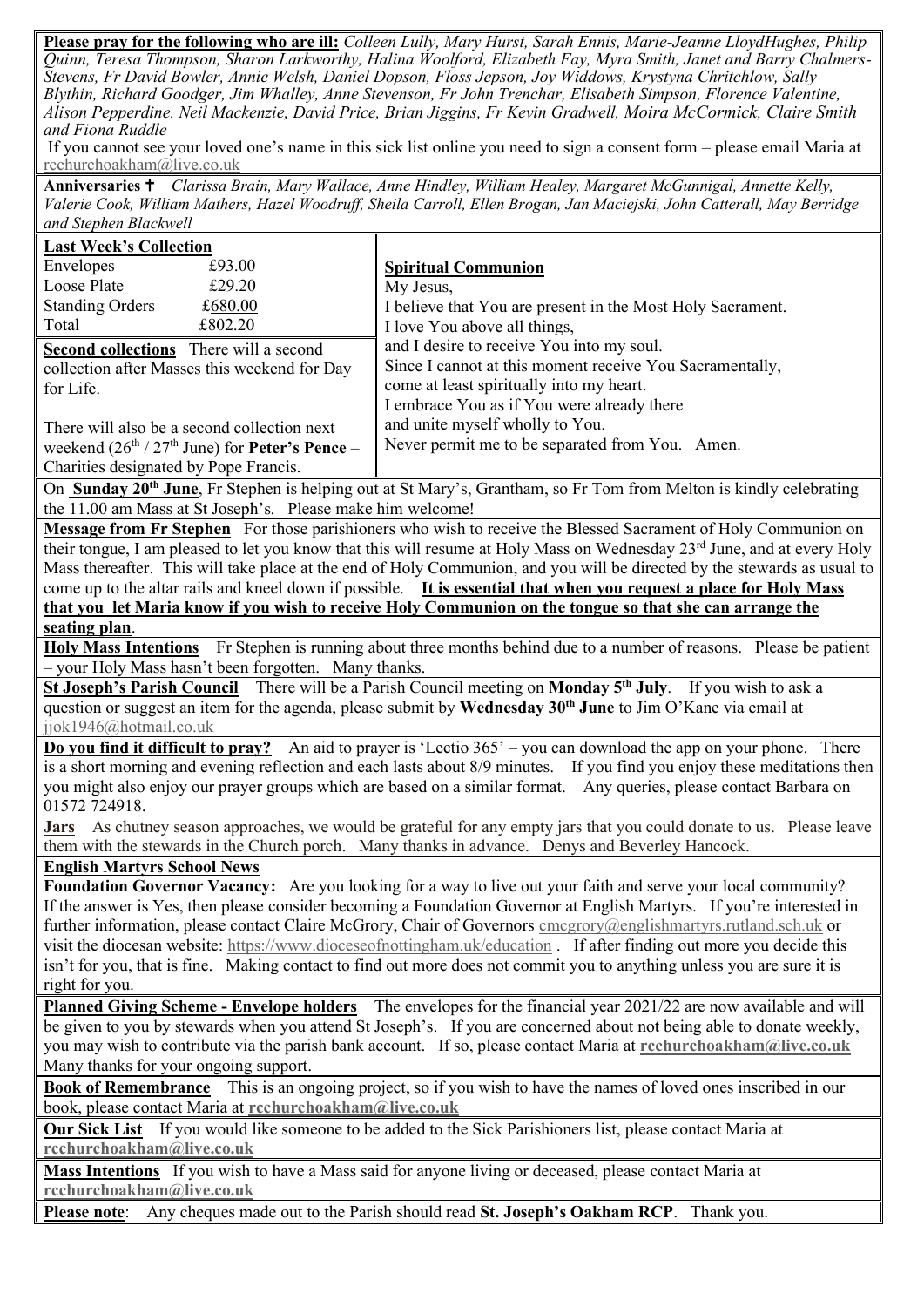**Please pray for the following who are ill:** *Colleen Lully, Mary Hurst, Sarah Ennis, Marie-Jeanne LloydHughes, Philip Quinn, Teresa Thompson, Sharon Larkworthy, Halina Woolford, Elizabeth Fay, Myra Smith, Janet and Barry Chalmers-Stevens, Fr David Bowler, Annie Welsh, Daniel Dopson, Floss Jepson, Joy Widdows, Krystyna Chritchlow, Sally Blythin, Richard Goodger, Jim Whalley, Anne Stevenson, Fr John Trenchar, Elisabeth Simpson, Florence Valentine, Alison Pepperdine. Neil Mackenzie, David Price, Brian Jiggins, Fr Kevin Gradwell, Moira McCormick, Claire Smith and Fiona Ruddle*

If you cannot see your loved one's name in this sick list online you need to sign a consent form – please email Maria at rcchurchoakham@live.co.uk

**Anniversaries ✝** *Clarissa Brain, Mary Wallace, Anne Hindley, William Healey, Margaret McGunnigal, Annette Kelly, Valerie Cook, William Mathers, Hazel Woodruff, Sheila Carroll, Ellen Brogan, Jan Maciejski, John Catterall, May Berridge and Stephen Blackwell*

**Last Week's Collection**

| | |
|---|---|
| Envelopes | £93.00 |
| Loose Plate | £29.20 |
| Standing Orders | £680.00 |
| Total | £802.20 |

**Second collections** There will a second collection after Masses this weekend for Day for Life.

There will also be a second collection next weekend (26th / 27th June) for **Peter's Pence** – Charities designated by Pope Francis.

**Spiritual Communion**

My Jesus,
I believe that You are present in the Most Holy Sacrament.
I love You above all things,
and I desire to receive You into my soul.
Since I cannot at this moment receive You Sacramentally,
come at least spiritually into my heart.
I embrace You as if You were already there
and unite myself wholly to You.
Never permit me to be separated from You. Amen.

On **Sunday 20th June**, Fr Stephen is helping out at St Mary's, Grantham, so Fr Tom from Melton is kindly celebrating the 11.00 am Mass at St Joseph's. Please make him welcome!

**Message from Fr Stephen** For those parishioners who wish to receive the Blessed Sacrament of Holy Communion on their tongue, I am pleased to let you know that this will resume at Holy Mass on Wednesday 23rd June, and at every Holy Mass thereafter. This will take place at the end of Holy Communion, and you will be directed by the stewards as usual to come up to the altar rails and kneel down if possible. **It is essential that when you request a place for Holy Mass that you let Maria know if you wish to receive Holy Communion on the tongue so that she can arrange the seating plan**.

**Holy Mass Intentions** Fr Stephen is running about three months behind due to a number of reasons. Please be patient – your Holy Mass hasn't been forgotten. Many thanks.

**St Joseph's Parish Council** There will be a Parish Council meeting on **Monday 5th July**. If you wish to ask a question or suggest an item for the agenda, please submit by **Wednesday 30th June** to Jim O'Kane via email at jjok1946@hotmail.co.uk

**Do you find it difficult to pray?** An aid to prayer is 'Lectio 365' – you can download the app on your phone. There is a short morning and evening reflection and each lasts about 8/9 minutes. If you find you enjoy these meditations then you might also enjoy our prayer groups which are based on a similar format. Any queries, please contact Barbara on 01572 724918.

**Jars** As chutney season approaches, we would be grateful for any empty jars that you could donate to us. Please leave them with the stewards in the Church porch. Many thanks in advance. Denys and Beverley Hancock.

**English Martyrs School News**

**Foundation Governor Vacancy:** Are you looking for a way to live out your faith and serve your local community? If the answer is Yes, then please consider becoming a Foundation Governor at English Martyrs. If you're interested in further information, please contact Claire McGrory, Chair of Governors cmcgrory@englishmartyrs.rutland.sch.uk or visit the diocesan website: https://www.dioceseofnottingham.uk/education . If after finding out more you decide this isn't for you, that is fine. Making contact to find out more does not commit you to anything unless you are sure it is right for you.

**Planned Giving Scheme - Envelope holders** The envelopes for the financial year 2021/22 are now available and will be given to you by stewards when you attend St Joseph's. If you are concerned about not being able to donate weekly, you may wish to contribute via the parish bank account. If so, please contact Maria at **rcchurchoakham@live.co.uk** Many thanks for your ongoing support.

**Book of Remembrance** This is an ongoing project, so if you wish to have the names of loved ones inscribed in our book, please contact Maria at **rcchurchoakham@live.co.uk**

**Our Sick List** If you would like someone to be added to the Sick Parishioners list, please contact Maria at **rcchurchoakham@live.co.uk**

**Mass Intentions** If you wish to have a Mass said for anyone living or deceased, please contact Maria at **rcchurchoakham@live.co.uk**

**Please note**: Any cheques made out to the Parish should read **St. Joseph's Oakham RCP**. Thank you.